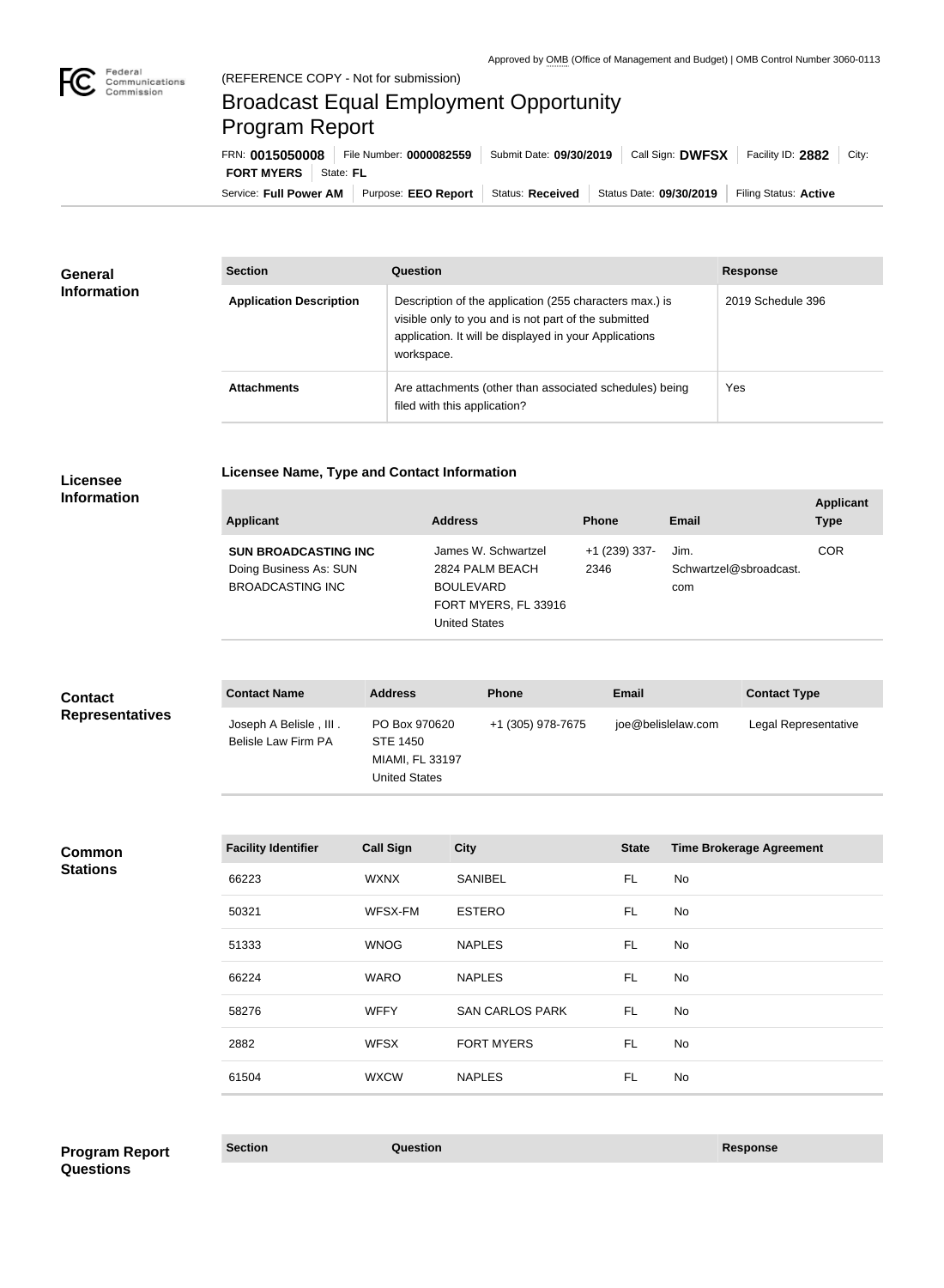Approved by OMB (Office of Management and Budget) | OMB Control Number 3060-0113

(REFERENCE COPY - Not for submission)

# Broadcast Equal Employment Opportunity Program Report

FRN: **0015050008** | File Number: **0000082559** | Submit Date: **09/30/2019** | Call Sign: **DWFSX** | Facility ID: **2882** | City: **FORT MYERS** | State: **FL**

Service: **Full Power AM** | Purpose: **EEO Report** | Status: **Received** | Status Date: **09/30/2019** | Filing Status: **Active**

## General Information

| Section | Question | Response |
|---|---|---|
| **Application Description** | Description of the application (255 characters max.) is visible only to you and is not part of the submitted application. It will be displayed in your Applications workspace. | 2019 Schedule 396 |
| **Attachments** | Are attachments (other than associated schedules) being filed with this application? | Yes |

## Licensee Information

### Licensee Name, Type and Contact Information

| Applicant | Address | Phone | Email | Applicant Type |
|---|---|---|---|---|
| **SUN BROADCASTING INC** Doing Business As: SUN BROADCASTING INC | James W. Schwartzel 2824 PALM BEACH BOULEVARD FORT MYERS, FL 33916 United States | +1 (239) 337-2346 | Jim.Schwartzel@sbroadcast.com | COR |

## Contact Representatives

| Contact Name | Address | Phone | Email | Contact Type |
|---|---|---|---|---|
| Joseph A Belisle , III . Belisle Law Firm PA | PO Box 970620 STE 1450 MIAMI, FL 33197 United States | +1 (305) 978-7675 | joe@belislelaw.com | Legal Representative |

## Common Stations

| Facility Identifier | Call Sign | City | State | Time Brokerage Agreement |
|---|---|---|---|---|
| 66223 | WXNX | SANIBEL | FL | No |
| 50321 | WFSX-FM | ESTERO | FL | No |
| 51333 | WNOG | NAPLES | FL | No |
| 66224 | WARO | NAPLES | FL | No |
| 58276 | WFFY | SAN CARLOS PARK | FL | No |
| 2882 | WFSX | FORT MYERS | FL | No |
| 61504 | WXCW | NAPLES | FL | No |

## Program Report Questions

| Section | Question | Response |
|---|---|---|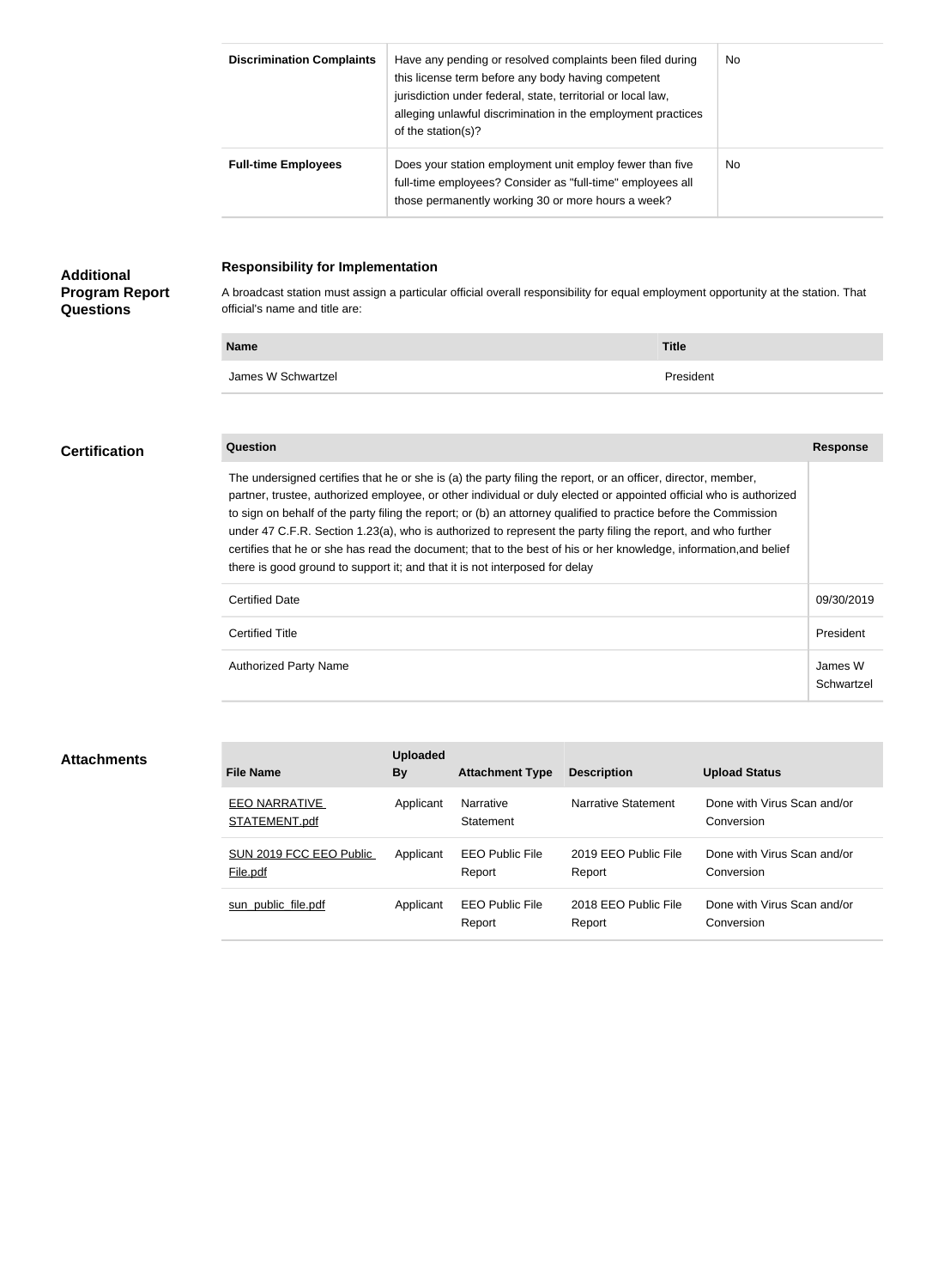| | | |
|---|---|---|
| **Discrimination Complaints** | Have any pending or resolved complaints been filed during this license term before any body having competent jurisdiction under federal, state, territorial or local law, alleging unlawful discrimination in the employment practices of the station(s)? | No |
| **Full-time Employees** | Does your station employment unit employ fewer than five full-time employees? Consider as "full-time" employees all those permanently working 30 or more hours a week? | No |

## Additional Program Report Questions

### Responsibility for Implementation

A broadcast station must assign a particular official overall responsibility for equal employment opportunity at the station. That official's name and title are:

| Name | Title |
|---|---|
| James W Schwartzel | President |

## Certification

| Question | Response |
|---|---|
| The undersigned certifies that he or she is (a) the party filing the report, or an officer, director, member, partner, trustee, authorized employee, or other individual or duly elected or appointed official who is authorized to sign on behalf of the party filing the report; or (b) an attorney qualified to practice before the Commission under 47 C.F.R. Section 1.23(a), who is authorized to represent the party filing the report, and who further certifies that he or she has read the document; that to the best of his or her knowledge, information,and belief there is good ground to support it; and that it is not interposed for delay | |
| Certified Date | 09/30/2019 |
| Certified Title | President |
| Authorized Party Name | James W Schwartzel |

## Attachments

| File Name | Uploaded By | Attachment Type | Description | Upload Status |
|---|---|---|---|---|
| EEO NARRATIVE STATEMENT.pdf | Applicant | Narrative Statement | Narrative Statement | Done with Virus Scan and/or Conversion |
| SUN 2019 FCC EEO Public File.pdf | Applicant | EEO Public File Report | 2019 EEO Public File Report | Done with Virus Scan and/or Conversion |
| sun_public_file.pdf | Applicant | EEO Public File Report | 2018 EEO Public File Report | Done with Virus Scan and/or Conversion |